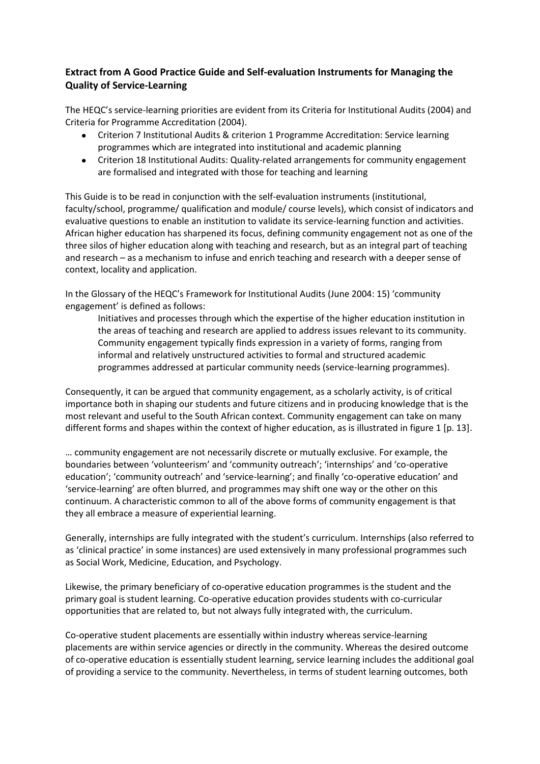**Extract from A Good Practice Guide and Self-evaluation Instruments for Managing the Quality of Service-Learning**

The HEQC's service-learning priorities are evident from its Criteria for Institutional Audits (2004) and Criteria for Programme Accreditation (2004).

- Criterion 7 Institutional Audits & criterion 1 Programme Accreditation: Service learning programmes which are integrated into institutional and academic planning
- Criterion 18 Institutional Audits: Quality-related arrangements for community engagement are formalised and integrated with those for teaching and learning

This Guide is to be read in conjunction with the self-evaluation instruments (institutional, faculty/school, programme/ qualification and module/ course levels), which consist of indicators and evaluative questions to enable an institution to validate its service-learning function and activities. African higher education has sharpened its focus, defining community engagement not as one of the three silos of higher education along with teaching and research, but as an integral part of teaching and research – as a mechanism to infuse and enrich teaching and research with a deeper sense of context, locality and application.

In the Glossary of the HEQC's Framework for Institutional Audits (June 2004: 15) 'community engagement' is defined as follows:

> Initiatives and processes through which the expertise of the higher education institution in the areas of teaching and research are applied to address issues relevant to its community. Community engagement typically finds expression in a variety of forms, ranging from informal and relatively unstructured activities to formal and structured academic programmes addressed at particular community needs (service-learning programmes).

Consequently, it can be argued that community engagement, as a scholarly activity, is of critical importance both in shaping our students and future citizens and in producing knowledge that is the most relevant and useful to the South African context. Community engagement can take on many different forms and shapes within the context of higher education, as is illustrated in figure 1 [p. 13].

… community engagement are not necessarily discrete or mutually exclusive. For example, the boundaries between 'volunteerism' and 'community outreach'; 'internships' and 'co-operative education'; 'community outreach' and 'service-learning'; and finally 'co-operative education' and 'service-learning' are often blurred, and programmes may shift one way or the other on this continuum. A characteristic common to all of the above forms of community engagement is that they all embrace a measure of experiential learning.

Generally, internships are fully integrated with the student's curriculum. Internships (also referred to as 'clinical practice' in some instances) are used extensively in many professional programmes such as Social Work, Medicine, Education, and Psychology.

Likewise, the primary beneficiary of co-operative education programmes is the student and the primary goal is student learning. Co-operative education provides students with co-curricular opportunities that are related to, but not always fully integrated with, the curriculum.

Co-operative student placements are essentially within industry whereas service-learning placements are within service agencies or directly in the community. Whereas the desired outcome of co-operative education is essentially student learning, service learning includes the additional goal of providing a service to the community. Nevertheless, in terms of student learning outcomes, both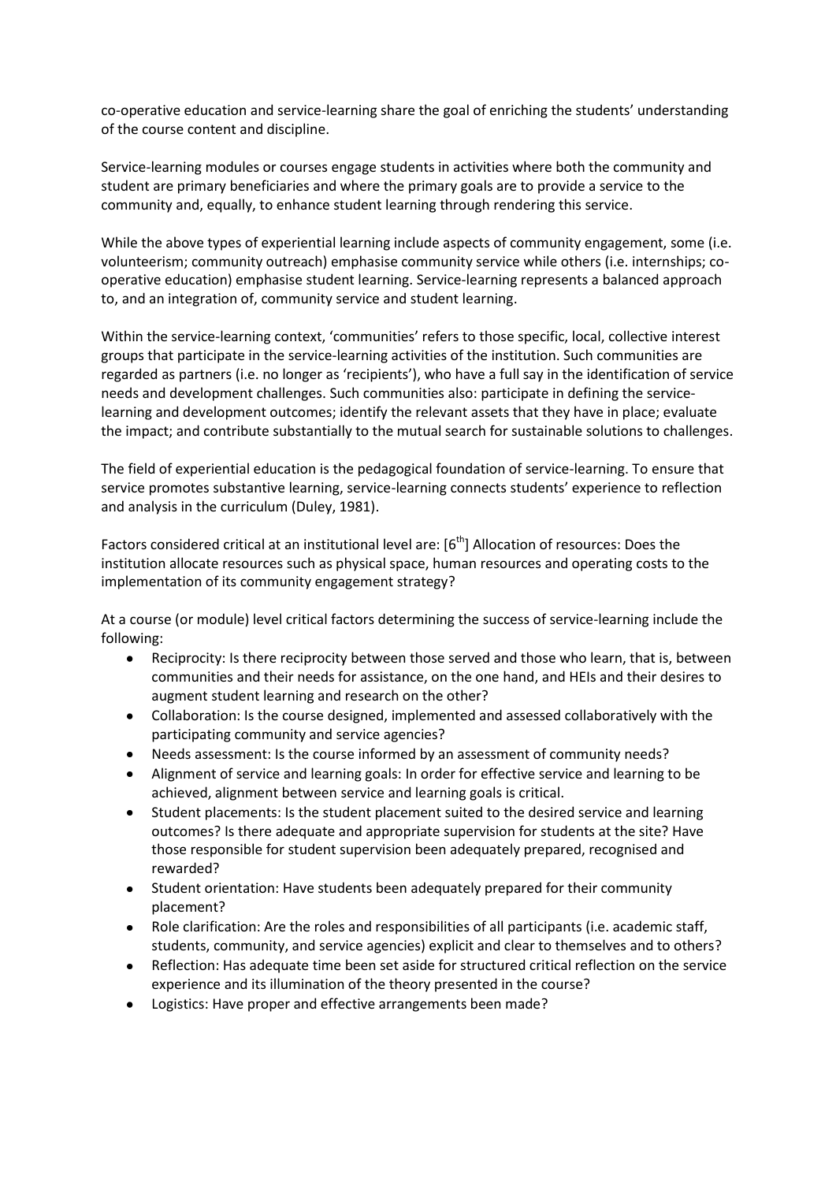co-operative education and service-learning share the goal of enriching the students' understanding of the course content and discipline.

Service-learning modules or courses engage students in activities where both the community and student are primary beneficiaries and where the primary goals are to provide a service to the community and, equally, to enhance student learning through rendering this service.

While the above types of experiential learning include aspects of community engagement, some (i.e. volunteerism; community outreach) emphasise community service while others (i.e. internships; co-operative education) emphasise student learning. Service-learning represents a balanced approach to, and an integration of, community service and student learning.

Within the service-learning context, 'communities' refers to those specific, local, collective interest groups that participate in the service-learning activities of the institution. Such communities are regarded as partners (i.e. no longer as 'recipients'), who have a full say in the identification of service needs and development challenges. Such communities also: participate in defining the service-learning and development outcomes; identify the relevant assets that they have in place; evaluate the impact; and contribute substantially to the mutual search for sustainable solutions to challenges.

The field of experiential education is the pedagogical foundation of service-learning. To ensure that service promotes substantive learning, service-learning connects students' experience to reflection and analysis in the curriculum (Duley, 1981).

Factors considered critical at an institutional level are: [6th] Allocation of resources: Does the institution allocate resources such as physical space, human resources and operating costs to the implementation of its community engagement strategy?

At a course (or module) level critical factors determining the success of service-learning include the following:

- Reciprocity: Is there reciprocity between those served and those who learn, that is, between communities and their needs for assistance, on the one hand, and HEIs and their desires to augment student learning and research on the other?
- Collaboration: Is the course designed, implemented and assessed collaboratively with the participating community and service agencies?
- Needs assessment: Is the course informed by an assessment of community needs?
- Alignment of service and learning goals: In order for effective service and learning to be achieved, alignment between service and learning goals is critical.
- Student placements: Is the student placement suited to the desired service and learning outcomes? Is there adequate and appropriate supervision for students at the site? Have those responsible for student supervision been adequately prepared, recognised and rewarded?
- Student orientation: Have students been adequately prepared for their community placement?
- Role clarification: Are the roles and responsibilities of all participants (i.e. academic staff, students, community, and service agencies) explicit and clear to themselves and to others?
- Reflection: Has adequate time been set aside for structured critical reflection on the service experience and its illumination of the theory presented in the course?
- Logistics: Have proper and effective arrangements been made?